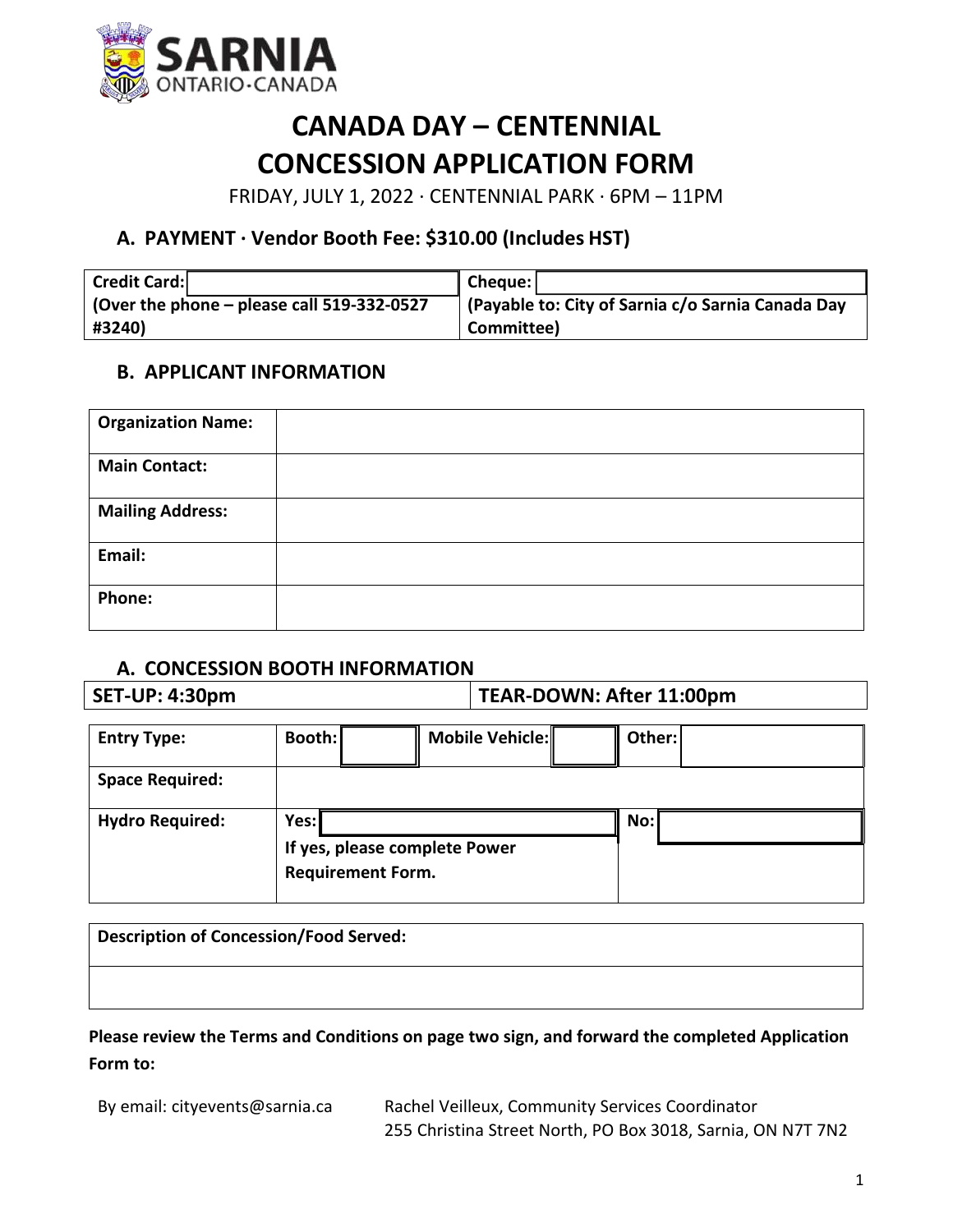# CANADA DAY – CENTENNIAL CONCESSION APPLICATION FORM

FRIDAY, JULY 1, 2022 · CENTENNIAL PARK · 6PM – 11PM

## A. PAYMENT · Vendor Booth Fee: $310.00 (Includes HST)

| Credit Card: | Cheque: |
|---|---|
| (Over the phone – please call 519-332-0527 #3240) | (Payable to: City of Sarnia c/o Sarnia Canada Day Committee) |

## B. APPLICANT INFORMATION

| | |
|---|---|
| **Organization Name:** | |
| **Main Contact:** | |
| **Mailing Address:** | |
| **Email:** | |
| **Phone:** | |

## A. CONCESSION BOOTH INFORMATION

| SET-UP: 4:30pm | TEAR-DOWN: After 11:00pm |
|---|---|

| | | | | | | |
|---|---|---|---|---|---|---|
| **Entry Type:** | **Booth:** | | **Mobile Vehicle:** | | **Other:** | |
| **Space Required:** | | | | | | |
| **Hydro Required:** | **Yes:** If yes, please complete Power Requirement Form. | | | | **No:** | |

| **Description of Concession/Food Served:** |
|---|
| |

**Please review the Terms and Conditions on page two sign, and forward the completed Application Form to:**

By email: cityevents@sarnia.ca

Rachel Veilleux, Community Services Coordinator
255 Christina Street North, PO Box 3018, Sarnia, ON N7T 7N2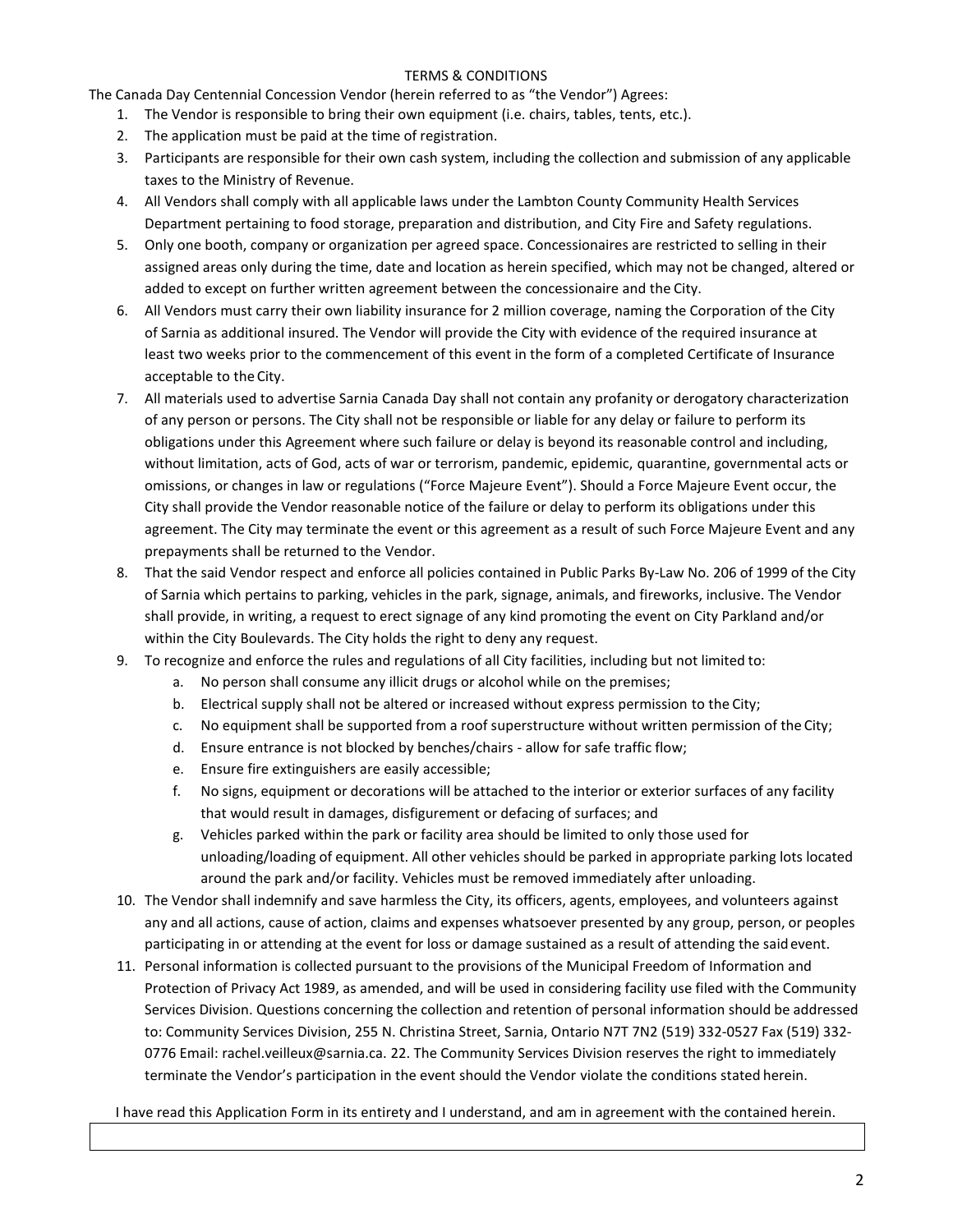TERMS & CONDITIONS

The Canada Day Centennial Concession Vendor (herein referred to as "the Vendor") Agrees:

1. The Vendor is responsible to bring their own equipment (i.e. chairs, tables, tents, etc.).
2. The application must be paid at the time of registration.
3. Participants are responsible for their own cash system, including the collection and submission of any applicable taxes to the Ministry of Revenue.
4. All Vendors shall comply with all applicable laws under the Lambton County Community Health Services Department pertaining to food storage, preparation and distribution, and City Fire and Safety regulations.
5. Only one booth, company or organization per agreed space. Concessionaires are restricted to selling in their assigned areas only during the time, date and location as herein specified, which may not be changed, altered or added to except on further written agreement between the concessionaire and the City.
6. All Vendors must carry their own liability insurance for 2 million coverage, naming the Corporation of the City of Sarnia as additional insured. The Vendor will provide the City with evidence of the required insurance at least two weeks prior to the commencement of this event in the form of a completed Certificate of Insurance acceptable to the City.
7. All materials used to advertise Sarnia Canada Day shall not contain any profanity or derogatory characterization of any person or persons. The City shall not be responsible or liable for any delay or failure to perform its obligations under this Agreement where such failure or delay is beyond its reasonable control and including, without limitation, acts of God, acts of war or terrorism, pandemic, epidemic, quarantine, governmental acts or omissions, or changes in law or regulations ("Force Majeure Event"). Should a Force Majeure Event occur, the City shall provide the Vendor reasonable notice of the failure or delay to perform its obligations under this agreement. The City may terminate the event or this agreement as a result of such Force Majeure Event and any prepayments shall be returned to the Vendor.
8. That the said Vendor respect and enforce all policies contained in Public Parks By-Law No. 206 of 1999 of the City of Sarnia which pertains to parking, vehicles in the park, signage, animals, and fireworks, inclusive. The Vendor shall provide, in writing, a request to erect signage of any kind promoting the event on City Parkland and/or within the City Boulevards. The City holds the right to deny any request.
9. To recognize and enforce the rules and regulations of all City facilities, including but not limited to:
   a. No person shall consume any illicit drugs or alcohol while on the premises;
   b. Electrical supply shall not be altered or increased without express permission to the City;
   c. No equipment shall be supported from a roof superstructure without written permission of the City;
   d. Ensure entrance is not blocked by benches/chairs - allow for safe traffic flow;
   e. Ensure fire extinguishers are easily accessible;
   f. No signs, equipment or decorations will be attached to the interior or exterior surfaces of any facility that would result in damages, disfigurement or defacing of surfaces; and
   g. Vehicles parked within the park or facility area should be limited to only those used for unloading/loading of equipment. All other vehicles should be parked in appropriate parking lots located around the park and/or facility. Vehicles must be removed immediately after unloading.
10. The Vendor shall indemnify and save harmless the City, its officers, agents, employees, and volunteers against any and all actions, cause of action, claims and expenses whatsoever presented by any group, person, or peoples participating in or attending at the event for loss or damage sustained as a result of attending the said event.
11. Personal information is collected pursuant to the provisions of the Municipal Freedom of Information and Protection of Privacy Act 1989, as amended, and will be used in considering facility use filed with the Community Services Division. Questions concerning the collection and retention of personal information should be addressed to: Community Services Division, 255 N. Christina Street, Sarnia, Ontario N7T 7N2 (519) 332-0527 Fax (519) 332-0776 Email: rachel.veilleux@sarnia.ca. 22. The Community Services Division reserves the right to immediately terminate the Vendor's participation in the event should the Vendor violate the conditions stated herein.

I have read this Application Form in its entirety and I understand, and am in agreement with the contained herein.